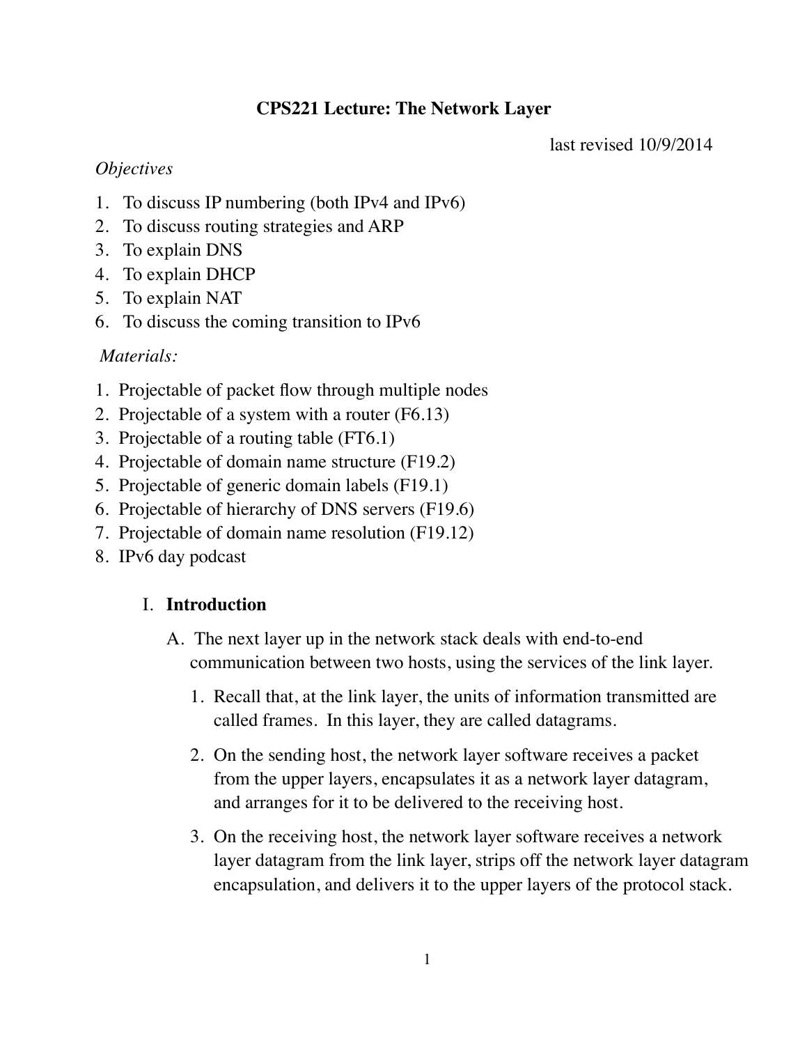# CPS221 Lecture: The Network Layer

last revised 10/9/2014

*Objectives*

1. To discuss IP numbering (both IPv4 and IPv6)
2. To discuss routing strategies and ARP
3. To explain DNS
4. To explain DHCP
5. To explain NAT
6. To discuss the coming transition to IPv6

*Materials:*

1. Projectable of packet flow through multiple nodes
2. Projectable of a system with a router (F6.13)
3. Projectable of a routing table (FT6.1)
4. Projectable of domain name structure (F19.2)
5. Projectable of generic domain labels (F19.1)
6. Projectable of hierarchy of DNS servers (F19.6)
7. Projectable of domain name resolution (F19.12)
8. IPv6 day podcast

## I. Introduction

A. The next layer up in the network stack deals with end-to-end communication between two hosts, using the services of the link layer.

1. Recall that, at the link layer, the units of information transmitted are called frames. In this layer, they are called datagrams.

2. On the sending host, the network layer software receives a packet from the upper layers, encapsulates it as a network layer datagram, and arranges for it to be delivered to the receiving host.

3. On the receiving host, the network layer software receives a network layer datagram from the link layer, strips off the network layer datagram encapsulation, and delivers it to the upper layers of the protocol stack.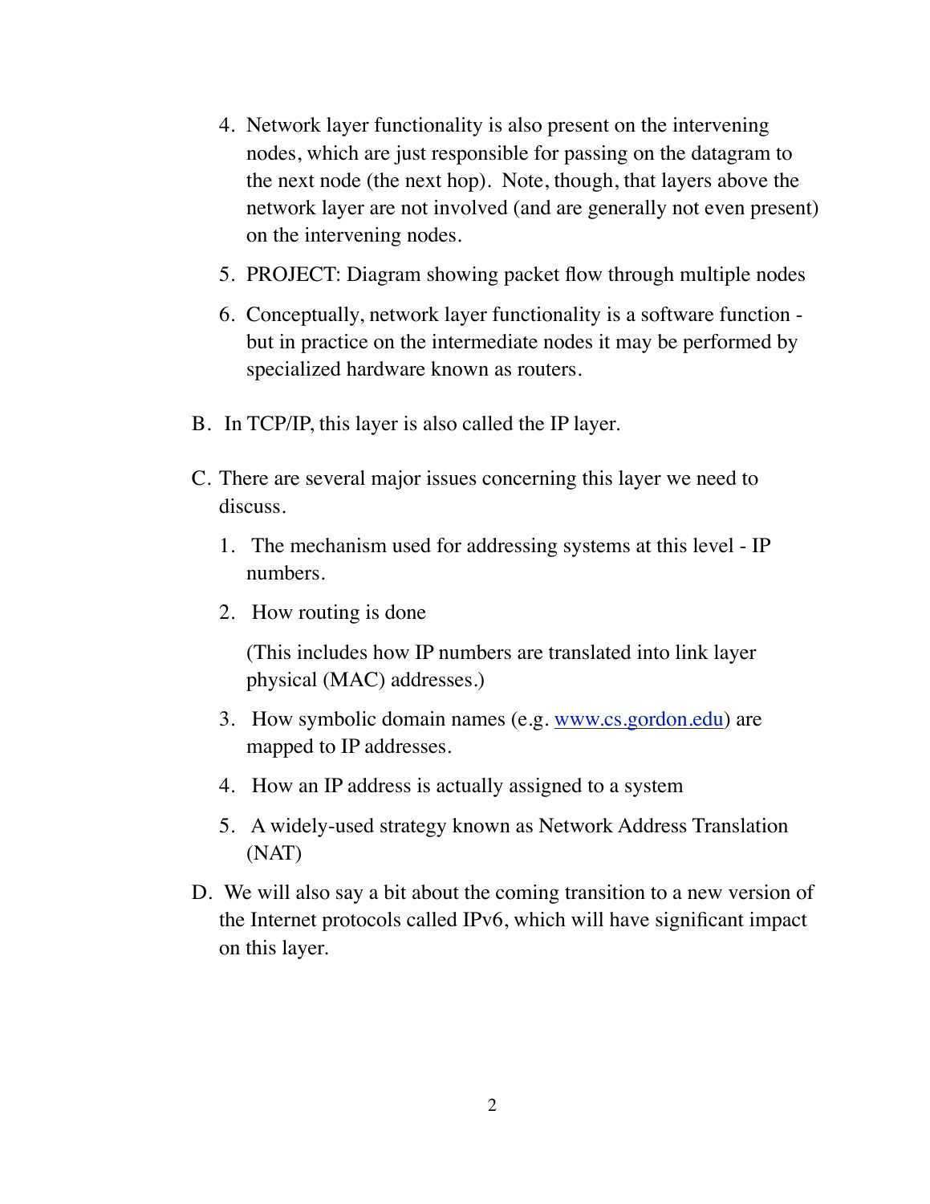4. Network layer functionality is also present on the intervening nodes, which are just responsible for passing on the datagram to the next node (the next hop). Note, though, that layers above the network layer are not involved (and are generally not even present) on the intervening nodes.

5. PROJECT: Diagram showing packet flow through multiple nodes

6. Conceptually, network layer functionality is a software function - but in practice on the intermediate nodes it may be performed by specialized hardware known as routers.

B. In TCP/IP, this layer is also called the IP layer.

C. There are several major issues concerning this layer we need to discuss.

   1. The mechanism used for addressing systems at this level - IP numbers.

   2. How routing is done

      (This includes how IP numbers are translated into link layer physical (MAC) addresses.)

   3. How symbolic domain names (e.g. www.cs.gordon.edu) are mapped to IP addresses.

   4. How an IP address is actually assigned to a system

   5. A widely-used strategy known as Network Address Translation (NAT)

D. We will also say a bit about the coming transition to a new version of the Internet protocols called IPv6, which will have significant impact on this layer.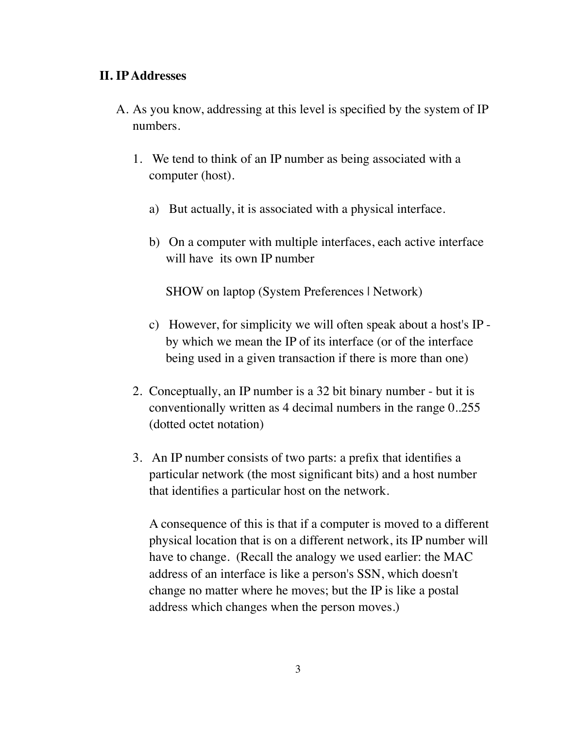## II. IP Addresses

A. As you know, addressing at this level is specified by the system of IP numbers.

   1. We tend to think of an IP number as being associated with a computer (host).

      a) But actually, it is associated with a physical interface.

      b) On a computer with multiple interfaces, each active interface will have its own IP number

         SHOW on laptop (System Preferences | Network)

      c) However, for simplicity we will often speak about a host's IP - by which we mean the IP of its interface (or of the interface being used in a given transaction if there is more than one)

   2. Conceptually, an IP number is a 32 bit binary number - but it is conventionally written as 4 decimal numbers in the range 0..255 (dotted octet notation)

   3. An IP number consists of two parts: a prefix that identifies a particular network (the most significant bits) and a host number that identifies a particular host on the network.

      A consequence of this is that if a computer is moved to a different physical location that is on a different network, its IP number will have to change. (Recall the analogy we used earlier: the MAC address of an interface is like a person's SSN, which doesn't change no matter where he moves; but the IP is like a postal address which changes when the person moves.)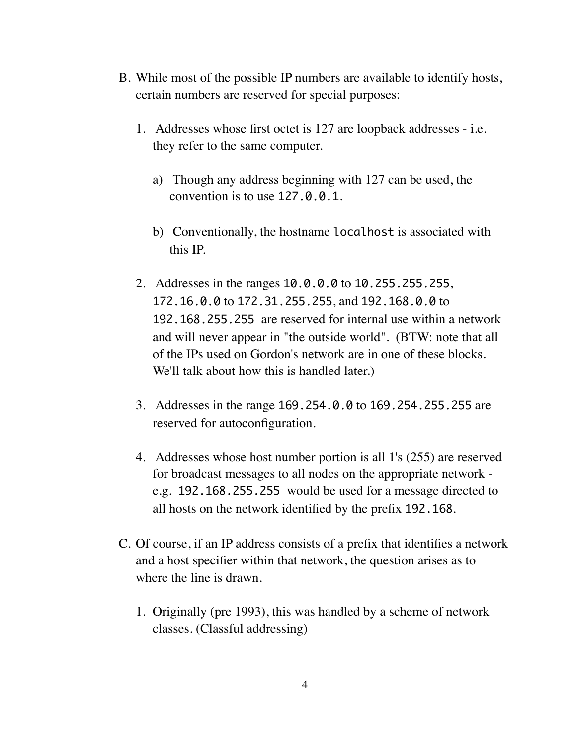B. While most of the possible IP numbers are available to identify hosts, certain numbers are reserved for special purposes:

1. Addresses whose first octet is 127 are loopback addresses - i.e. they refer to the same computer.

   a) Though any address beginning with 127 can be used, the convention is to use `127.0.0.1`.

   b) Conventionally, the hostname `localhost` is associated with this IP.

2. Addresses in the ranges `10.0.0.0` to `10.255.255.255`, `172.16.0.0` to `172.31.255.255`, and `192.168.0.0` to `192.168.255.255` are reserved for internal use within a network and will never appear in "the outside world". (BTW: note that all of the IPs used on Gordon's network are in one of these blocks. We'll talk about how this is handled later.)

3. Addresses in the range `169.254.0.0` to `169.254.255.255` are reserved for autoconfiguration.

4. Addresses whose host number portion is all 1's (255) are reserved for broadcast messages to all nodes on the appropriate network - e.g. `192.168.255.255` would be used for a message directed to all hosts on the network identified by the prefix `192.168`.

C. Of course, if an IP address consists of a prefix that identifies a network and a host specifier within that network, the question arises as to where the line is drawn.

1. Originally (pre 1993), this was handled by a scheme of network classes. (Classful addressing)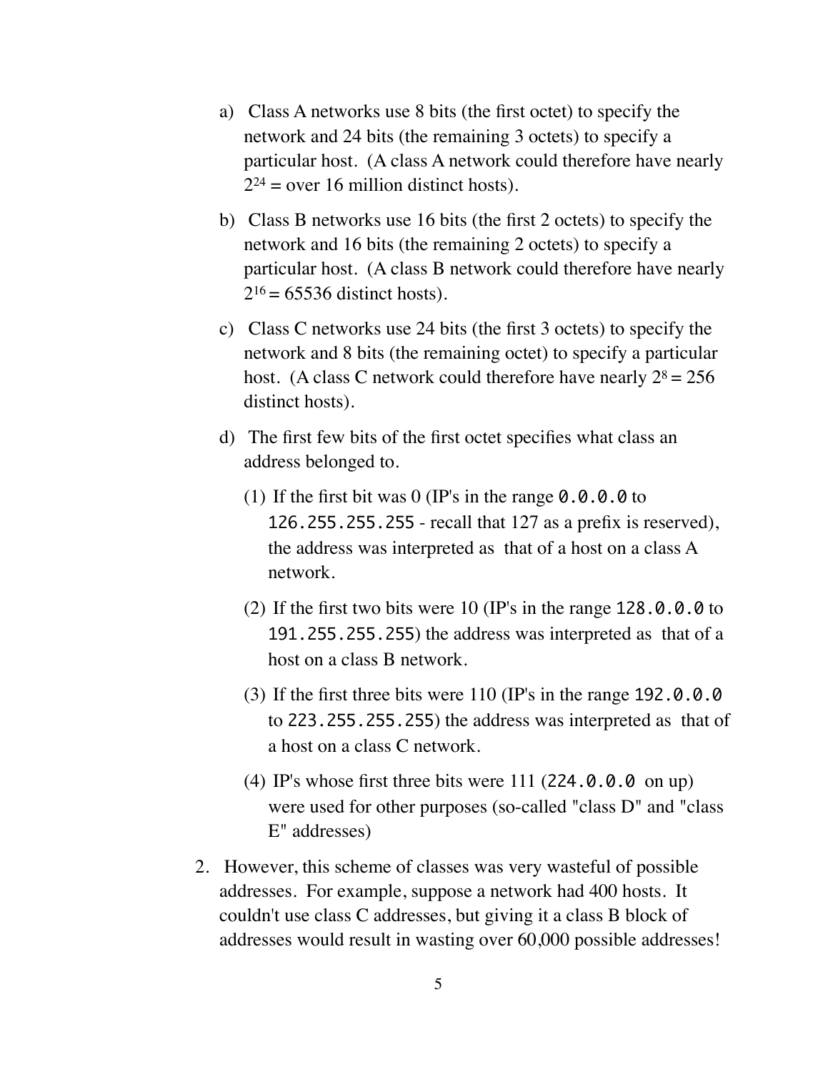a) Class A networks use 8 bits (the first octet) to specify the network and 24 bits (the remaining 3 octets) to specify a particular host. (A class A network could therefore have nearly $2^{24}$ = over 16 million distinct hosts).

b) Class B networks use 16 bits (the first 2 octets) to specify the network and 16 bits (the remaining 2 octets) to specify a particular host. (A class B network could therefore have nearly $2^{16} = 65536$ distinct hosts).

c) Class C networks use 24 bits (the first 3 octets) to specify the network and 8 bits (the remaining octet) to specify a particular host. (A class C network could therefore have nearly $2^8 = 256$ distinct hosts).

d) The first few bits of the first octet specifies what class an address belonged to.

   (1) If the first bit was 0 (IP's in the range `0.0.0.0` to `126.255.255.255` - recall that 127 as a prefix is reserved), the address was interpreted as that of a host on a class A network.

   (2) If the first two bits were 10 (IP's in the range `128.0.0.0` to `191.255.255.255`) the address was interpreted as that of a host on a class B network.

   (3) If the first three bits were 110 (IP's in the range `192.0.0.0` to `223.255.255.255`) the address was interpreted as that of a host on a class C network.

   (4) IP's whose first three bits were 111 (`224.0.0.0` on up) were used for other purposes (so-called "class D" and "class E" addresses)

2. However, this scheme of classes was very wasteful of possible addresses. For example, suppose a network had 400 hosts. It couldn't use class C addresses, but giving it a class B block of addresses would result in wasting over 60,000 possible addresses!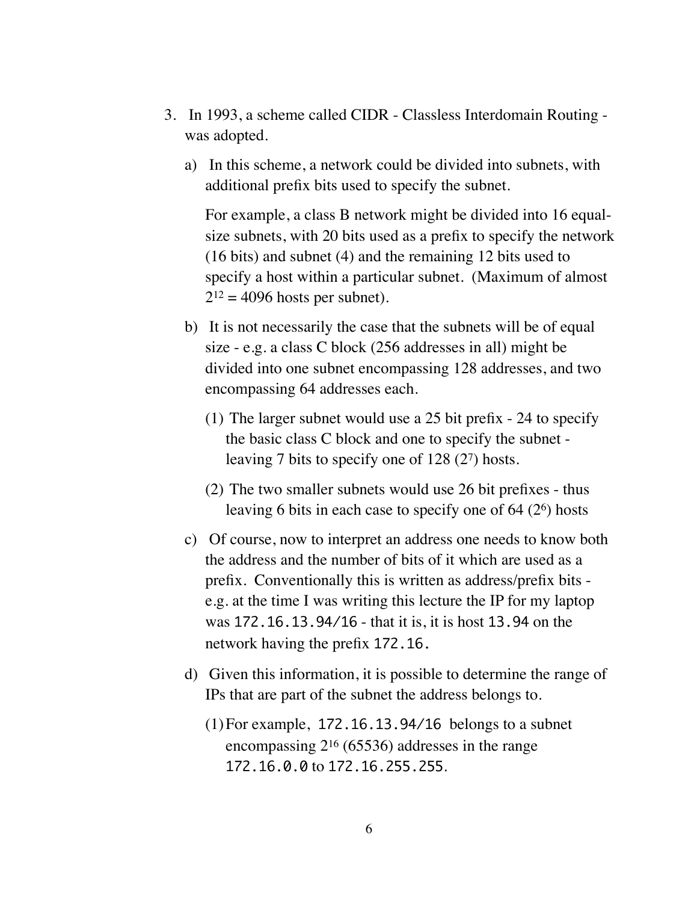3. In 1993, a scheme called CIDR - Classless Interdomain Routing - was adopted.

   a) In this scheme, a network could be divided into subnets, with additional prefix bits used to specify the subnet.

      For example, a class B network might be divided into 16 equal-size subnets, with 20 bits used as a prefix to specify the network (16 bits) and subnet (4) and the remaining 12 bits used to specify a host within a particular subnet. (Maximum of almost $2^{12} = 4096$ hosts per subnet).

   b) It is not necessarily the case that the subnets will be of equal size - e.g. a class C block (256 addresses in all) might be divided into one subnet encompassing 128 addresses, and two encompassing 64 addresses each.

      (1) The larger subnet would use a 25 bit prefix - 24 to specify the basic class C block and one to specify the subnet - leaving 7 bits to specify one of 128 ($2^7$) hosts.

      (2) The two smaller subnets would use 26 bit prefixes - thus leaving 6 bits in each case to specify one of 64 ($2^6$) hosts

   c) Of course, now to interpret an address one needs to know both the address and the number of bits of it which are used as a prefix. Conventionally this is written as address/prefix bits - e.g. at the time I was writing this lecture the IP for my laptop was `172.16.13.94/16` - that it is, it is host `13.94` on the network having the prefix `172.16.`

   d) Given this information, it is possible to determine the range of IPs that are part of the subnet the address belongs to.

      (1) For example, `172.16.13.94/16` belongs to a subnet encompassing $2^{16}$ (65536) addresses in the range `172.16.0.0` to `172.16.255.255`.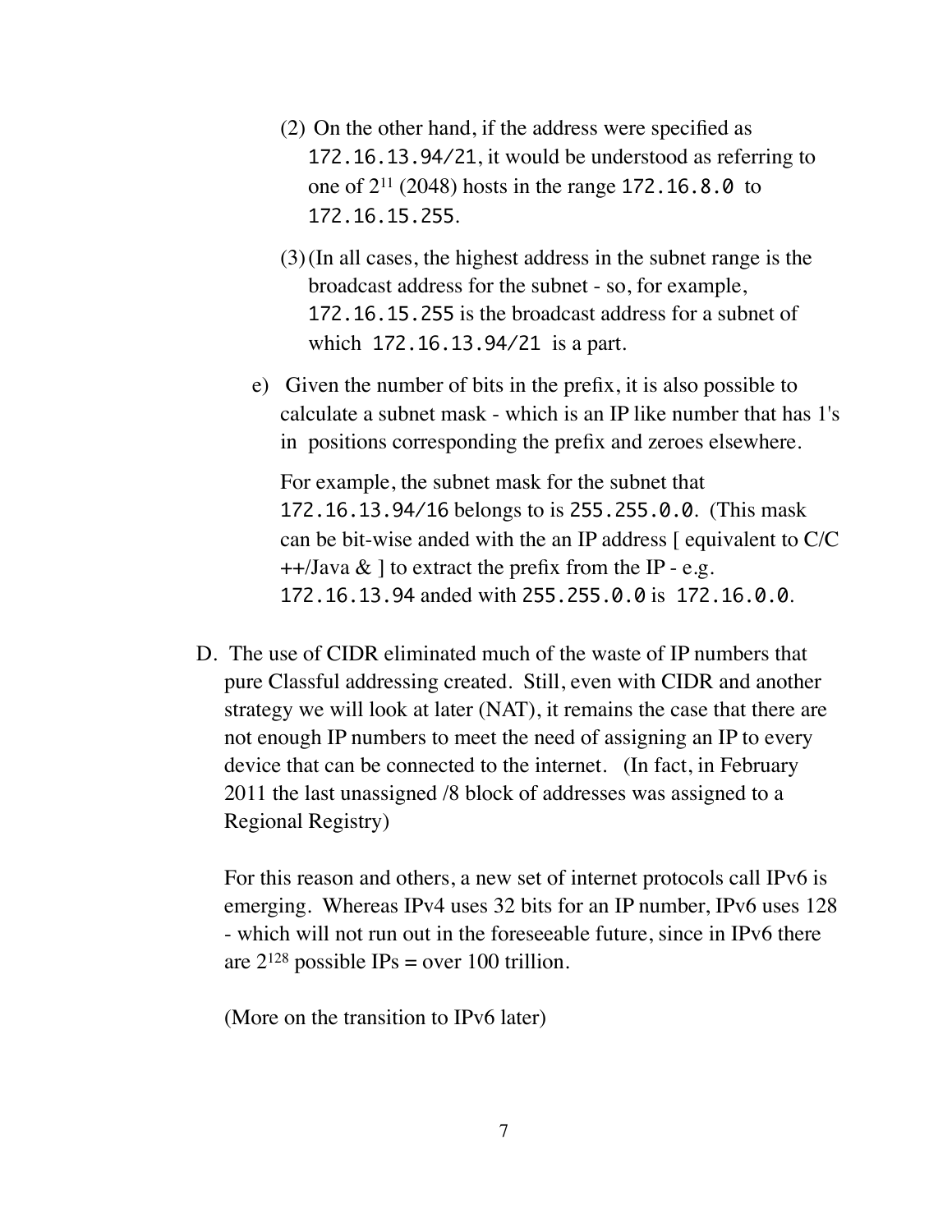(2) On the other hand, if the address were specified as `172.16.13.94/21`, it would be understood as referring to one of $2^{11}$ (2048) hosts in the range `172.16.8.0` to `172.16.15.255`.

(3) (In all cases, the highest address in the subnet range is the broadcast address for the subnet - so, for example, `172.16.15.255` is the broadcast address for a subnet of which `172.16.13.94/21` is a part.

e) Given the number of bits in the prefix, it is also possible to calculate a subnet mask - which is an IP like number that has 1's in positions corresponding the prefix and zeroes elsewhere.

For example, the subnet mask for the subnet that `172.16.13.94/16` belongs to is `255.255.0.0`. (This mask can be bit-wise anded with the an IP address [ equivalent to C/C++/Java & ] to extract the prefix from the IP - e.g. `172.16.13.94` anded with `255.255.0.0` is `172.16.0.0`.

D. The use of CIDR eliminated much of the waste of IP numbers that pure Classful addressing created. Still, even with CIDR and another strategy we will look at later (NAT), it remains the case that there are not enough IP numbers to meet the need of assigning an IP to every device that can be connected to the internet. (In fact, in February 2011 the last unassigned /8 block of addresses was assigned to a Regional Registry)

For this reason and others, a new set of internet protocols call IPv6 is emerging. Whereas IPv4 uses 32 bits for an IP number, IPv6 uses 128 - which will not run out in the foreseeable future, since in IPv6 there are $2^{128}$ possible IPs = over 100 trillion.

(More on the transition to IPv6 later)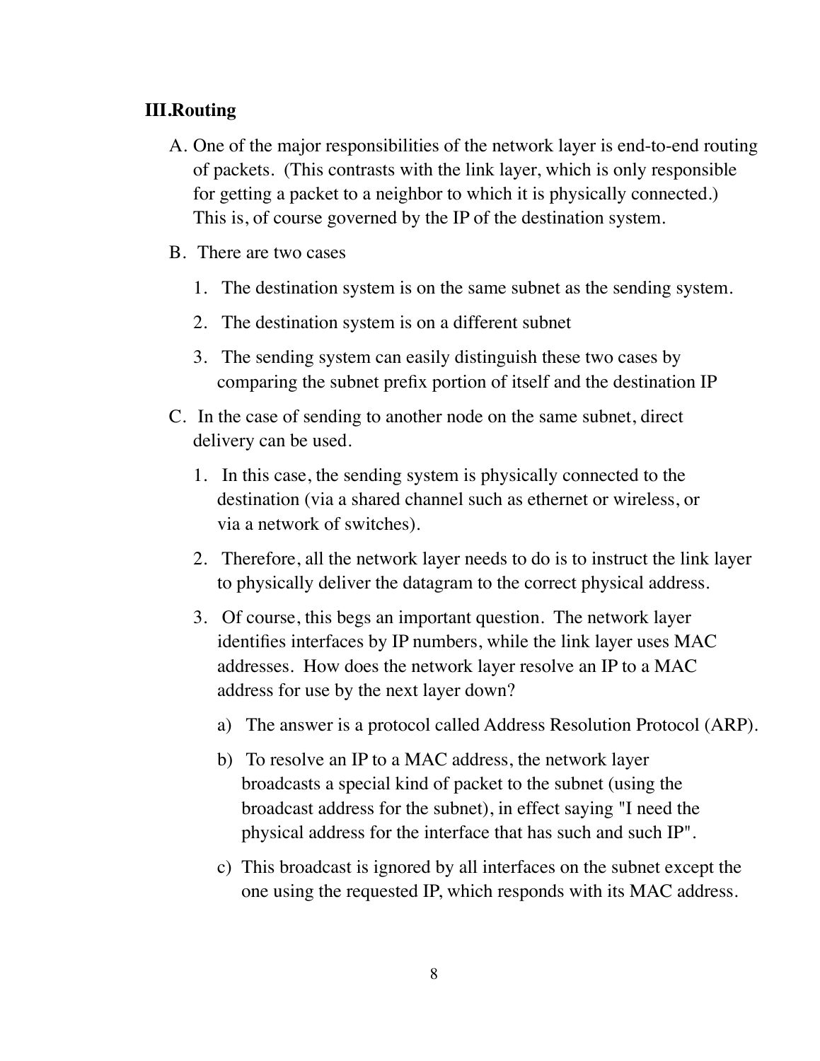## III. Routing

A. One of the major responsibilities of the network layer is end-to-end routing of packets. (This contrasts with the link layer, which is only responsible for getting a packet to a neighbor to which it is physically connected.) This is, of course governed by the IP of the destination system.

B. There are two cases

1. The destination system is on the same subnet as the sending system.
2. The destination system is on a different subnet
3. The sending system can easily distinguish these two cases by comparing the subnet prefix portion of itself and the destination IP

C. In the case of sending to another node on the same subnet, direct delivery can be used.

1. In this case, the sending system is physically connected to the destination (via a shared channel such as ethernet or wireless, or via a network of switches).
2. Therefore, all the network layer needs to do is to instruct the link layer to physically deliver the datagram to the correct physical address.
3. Of course, this begs an important question. The network layer identifies interfaces by IP numbers, while the link layer uses MAC addresses. How does the network layer resolve an IP to a MAC address for use by the next layer down?
   a) The answer is a protocol called Address Resolution Protocol (ARP).
   b) To resolve an IP to a MAC address, the network layer broadcasts a special kind of packet to the subnet (using the broadcast address for the subnet), in effect saying "I need the physical address for the interface that has such and such IP".
   c) This broadcast is ignored by all interfaces on the subnet except the one using the requested IP, which responds with its MAC address.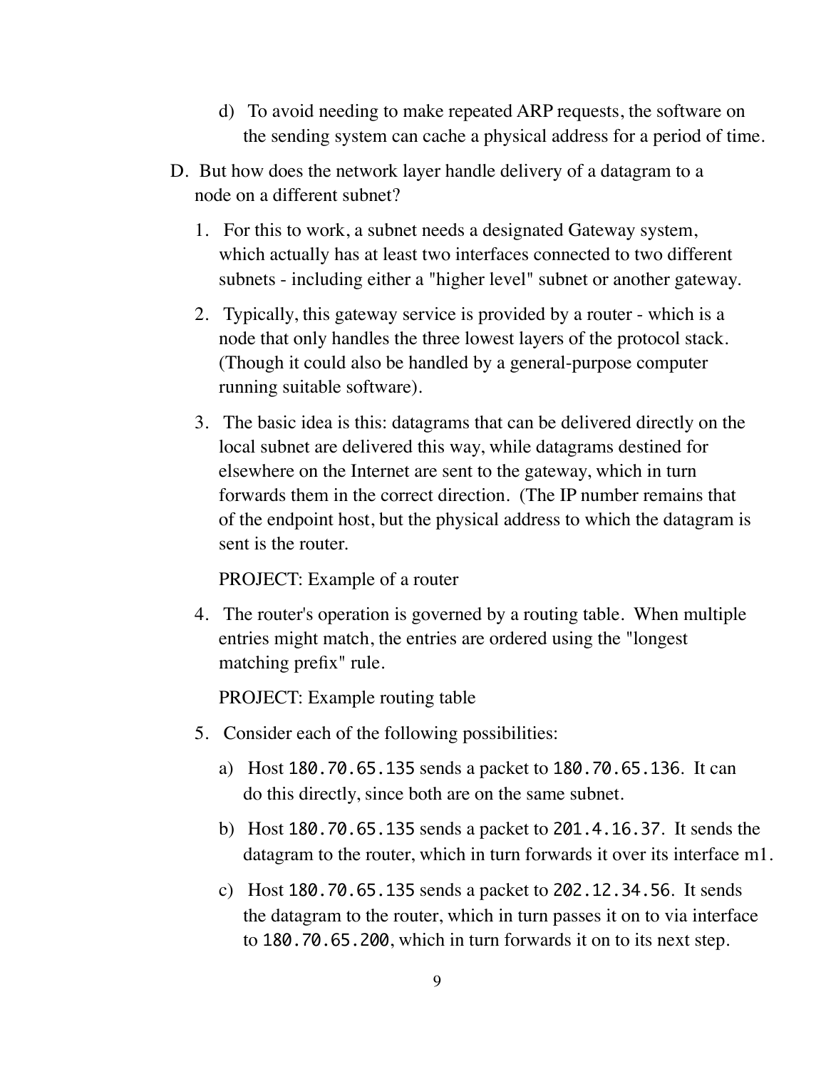d) To avoid needing to make repeated ARP requests, the software on the sending system can cache a physical address for a period of time.

D. But how does the network layer handle delivery of a datagram to a node on a different subnet?

   1. For this to work, a subnet needs a designated Gateway system, which actually has at least two interfaces connected to two different subnets - including either a "higher level" subnet or another gateway.

   2. Typically, this gateway service is provided by a router - which is a node that only handles the three lowest layers of the protocol stack. (Though it could also be handled by a general-purpose computer running suitable software).

   3. The basic idea is this: datagrams that can be delivered directly on the local subnet are delivered this way, while datagrams destined for elsewhere on the Internet are sent to the gateway, which in turn forwards them in the correct direction. (The IP number remains that of the endpoint host, but the physical address to which the datagram is sent is the router.

      PROJECT: Example of a router

   4. The router's operation is governed by a routing table. When multiple entries might match, the entries are ordered using the "longest matching prefix" rule.

      PROJECT: Example routing table

   5. Consider each of the following possibilities:

      a) Host `180.70.65.135` sends a packet to `180.70.65.136`. It can do this directly, since both are on the same subnet.

      b) Host `180.70.65.135` sends a packet to `201.4.16.37`. It sends the datagram to the router, which in turn forwards it over its interface m1.

      c) Host `180.70.65.135` sends a packet to `202.12.34.56`. It sends the datagram to the router, which in turn passes it on to via interface to `180.70.65.200`, which in turn forwards it on to its next step.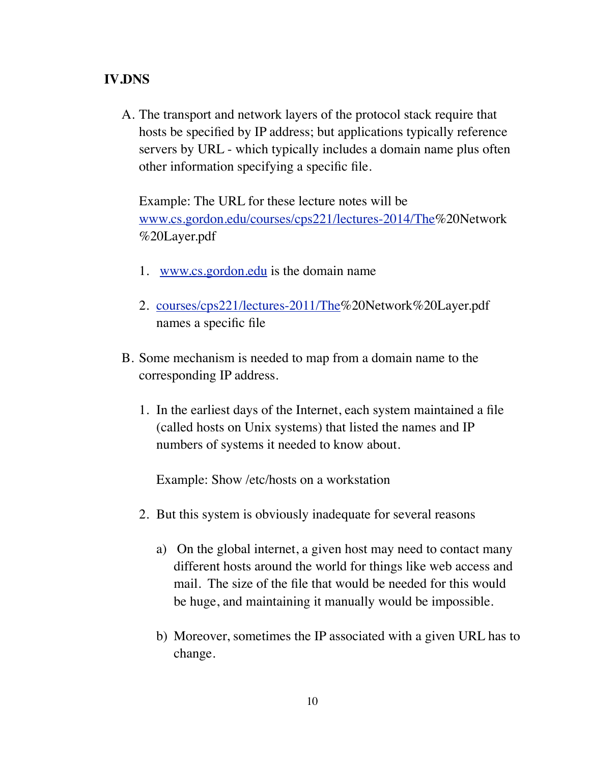## IV.DNS

A. The transport and network layers of the protocol stack require that hosts be specified by IP address; but applications typically reference servers by URL - which typically includes a domain name plus often other information specifying a specific file.

   Example: The URL for these lecture notes will be www.cs.gordon.edu/courses/cps221/lectures-2014/The%20Network%20Layer.pdf

   1. www.cs.gordon.edu is the domain name

   2. courses/cps221/lectures-2011/The%20Network%20Layer.pdf names a specific file

B. Some mechanism is needed to map from a domain name to the corresponding IP address.

   1. In the earliest days of the Internet, each system maintained a file (called hosts on Unix systems) that listed the names and IP numbers of systems it needed to know about.

      Example: Show /etc/hosts on a workstation

   2. But this system is obviously inadequate for several reasons

      a) On the global internet, a given host may need to contact many different hosts around the world for things like web access and mail. The size of the file that would be needed for this would be huge, and maintaining it manually would be impossible.

      b) Moreover, sometimes the IP associated with a given URL has to change.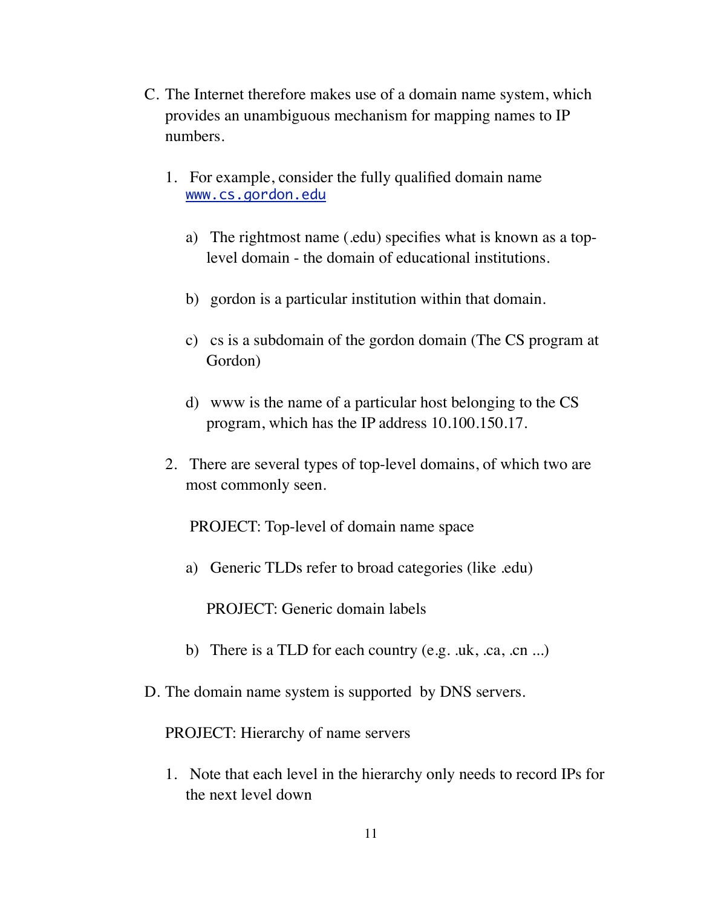C. The Internet therefore makes use of a domain name system, which provides an unambiguous mechanism for mapping names to IP numbers.

1. For example, consider the fully qualified domain name [www.cs.gordon.edu](www.cs.gordon.edu)

    a) The rightmost name (.edu) specifies what is known as a top-level domain - the domain of educational institutions.

    b) gordon is a particular institution within that domain.

    c) cs is a subdomain of the gordon domain (The CS program at Gordon)

    d) www is the name of a particular host belonging to the CS program, which has the IP address 10.100.150.17.

2. There are several types of top-level domains, of which two are most commonly seen.

    PROJECT: Top-level of domain name space

    a) Generic TLDs refer to broad categories (like .edu)

        PROJECT: Generic domain labels

    b) There is a TLD for each country (e.g. .uk, .ca, .cn ...)

D. The domain name system is supported by DNS servers.

PROJECT: Hierarchy of name servers

1. Note that each level in the hierarchy only needs to record IPs for the next level down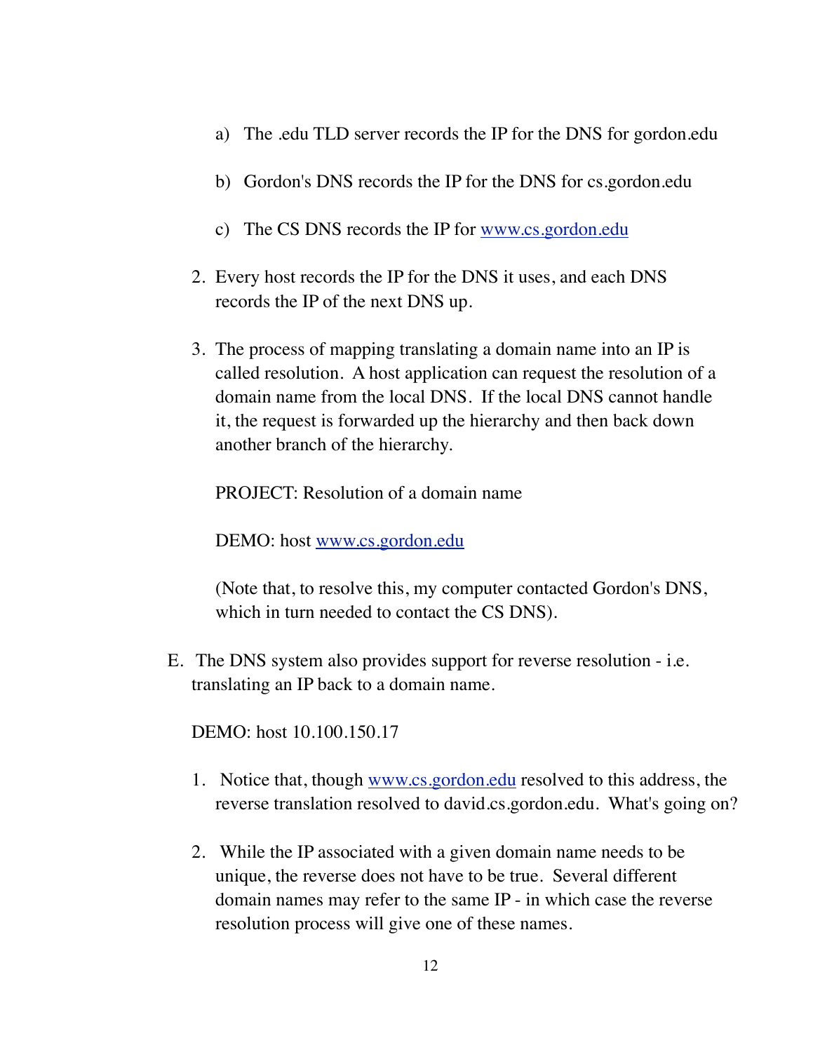a) The .edu TLD server records the IP for the DNS for gordon.edu

b) Gordon's DNS records the IP for the DNS for cs.gordon.edu

c) The CS DNS records the IP for www.cs.gordon.edu

2. Every host records the IP for the DNS it uses, and each DNS records the IP of the next DNS up.

3. The process of mapping translating a domain name into an IP is called resolution. A host application can request the resolution of a domain name from the local DNS. If the local DNS cannot handle it, the request is forwarded up the hierarchy and then back down another branch of the hierarchy.

   PROJECT: Resolution of a domain name

   DEMO: host www.cs.gordon.edu

   (Note that, to resolve this, my computer contacted Gordon's DNS, which in turn needed to contact the CS DNS).

E. The DNS system also provides support for reverse resolution - i.e. translating an IP back to a domain name.

   DEMO: host 10.100.150.17

   1. Notice that, though www.cs.gordon.edu resolved to this address, the reverse translation resolved to david.cs.gordon.edu. What's going on?

   2. While the IP associated with a given domain name needs to be unique, the reverse does not have to be true. Several different domain names may refer to the same IP - in which case the reverse resolution process will give one of these names.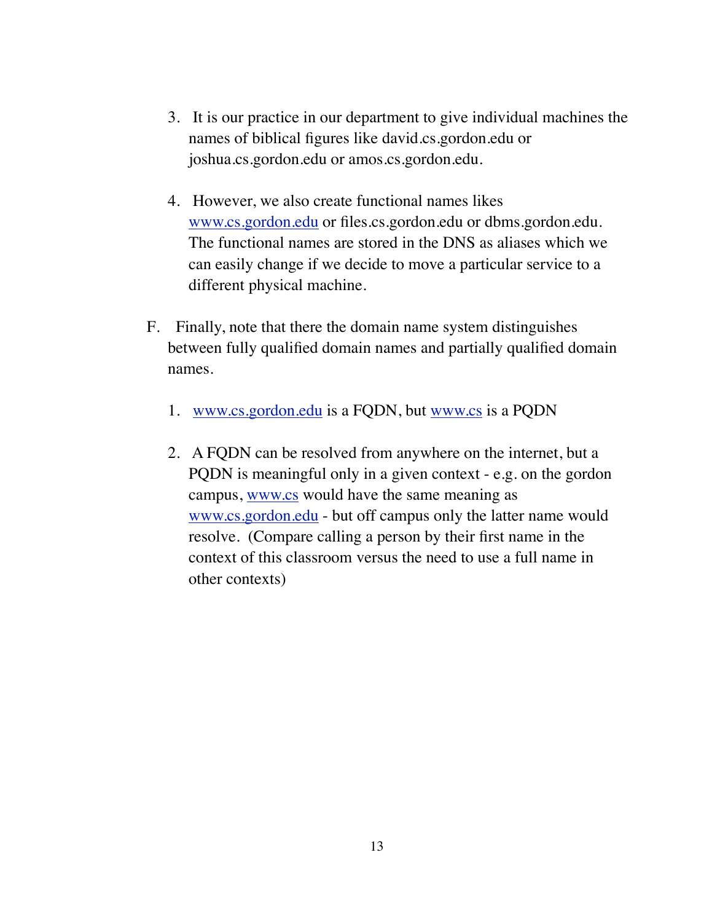3. It is our practice in our department to give individual machines the names of biblical figures like david.cs.gordon.edu or joshua.cs.gordon.edu or amos.cs.gordon.edu.

4. However, we also create functional names likes www.cs.gordon.edu or files.cs.gordon.edu or dbms.gordon.edu. The functional names are stored in the DNS as aliases which we can easily change if we decide to move a particular service to a different physical machine.

F. Finally, note that there the domain name system distinguishes between fully qualified domain names and partially qualified domain names.

1. www.cs.gordon.edu is a FQDN, but www.cs is a PQDN

2. A FQDN can be resolved from anywhere on the internet, but a PQDN is meaningful only in a given context - e.g. on the gordon campus, www.cs would have the same meaning as www.cs.gordon.edu - but off campus only the latter name would resolve. (Compare calling a person by their first name in the context of this classroom versus the need to use a full name in other contexts)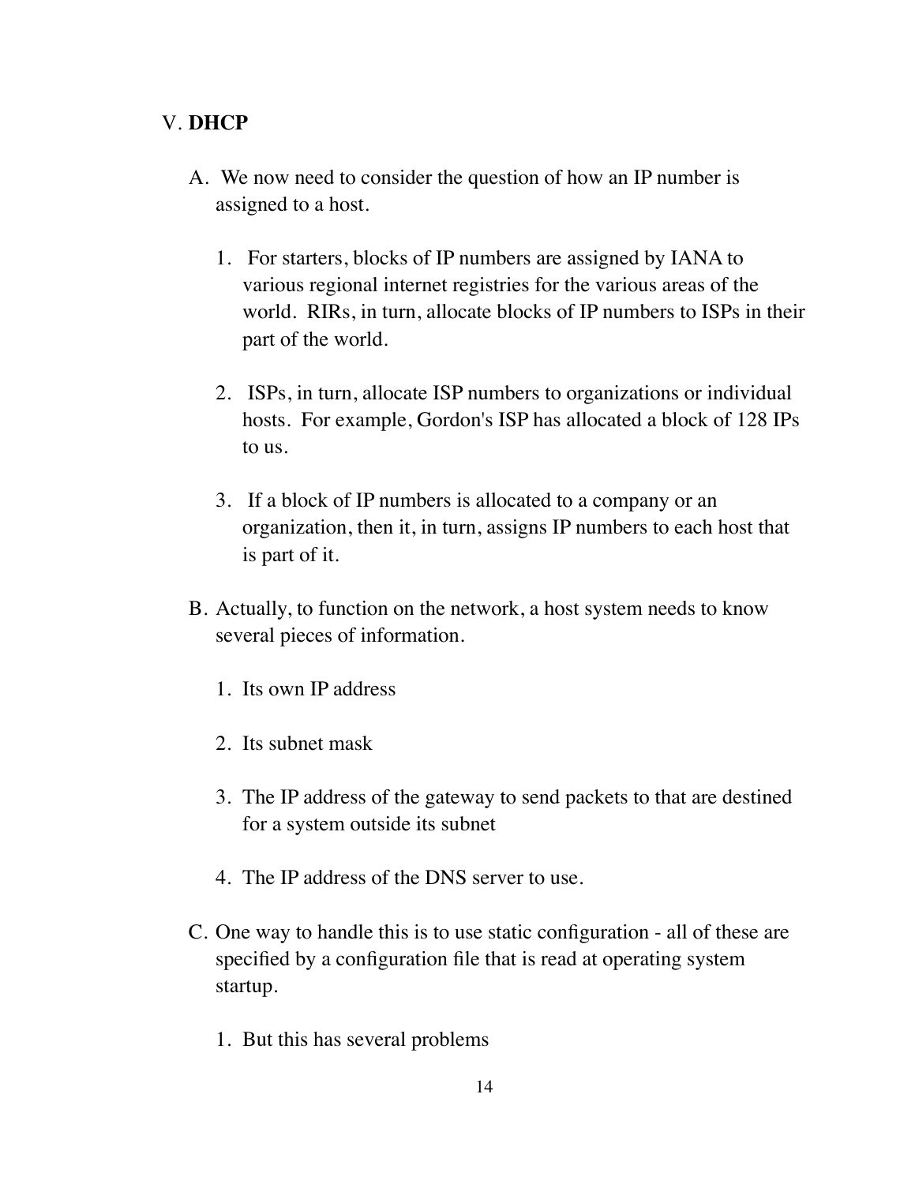## V. **DHCP**

A. We now need to consider the question of how an IP number is assigned to a host.

1. For starters, blocks of IP numbers are assigned by IANA to various regional internet registries for the various areas of the world. RIRs, in turn, allocate blocks of IP numbers to ISPs in their part of the world.

2. ISPs, in turn, allocate ISP numbers to organizations or individual hosts. For example, Gordon's ISP has allocated a block of 128 IPs to us.

3. If a block of IP numbers is allocated to a company or an organization, then it, in turn, assigns IP numbers to each host that is part of it.

B. Actually, to function on the network, a host system needs to know several pieces of information.

1. Its own IP address

2. Its subnet mask

3. The IP address of the gateway to send packets to that are destined for a system outside its subnet

4. The IP address of the DNS server to use.

C. One way to handle this is to use static configuration - all of these are specified by a configuration file that is read at operating system startup.

1. But this has several problems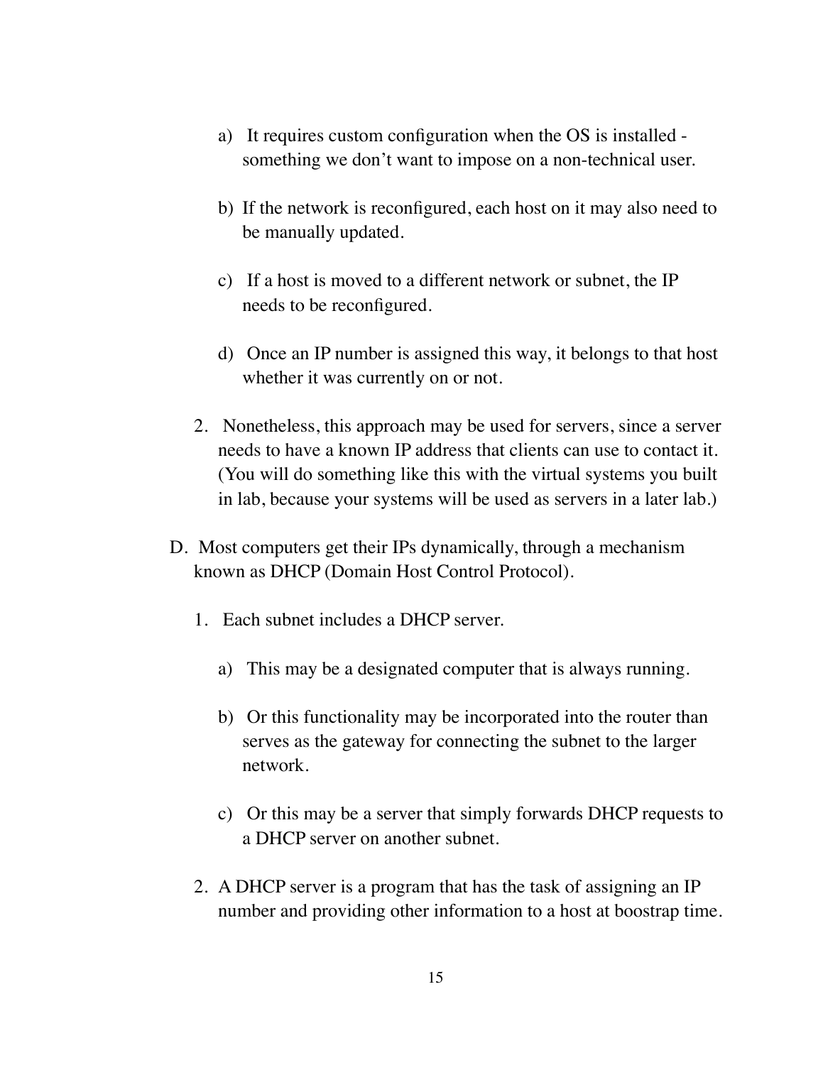a) It requires custom configuration when the OS is installed - something we don't want to impose on a non-technical user.

b) If the network is reconfigured, each host on it may also need to be manually updated.

c) If a host is moved to a different network or subnet, the IP needs to be reconfigured.

d) Once an IP number is assigned this way, it belongs to that host whether it was currently on or not.

2. Nonetheless, this approach may be used for servers, since a server needs to have a known IP address that clients can use to contact it. (You will do something like this with the virtual systems you built in lab, because your systems will be used as servers in a later lab.)

D. Most computers get their IPs dynamically, through a mechanism known as DHCP (Domain Host Control Protocol).

1. Each subnet includes a DHCP server.

a) This may be a designated computer that is always running.

b) Or this functionality may be incorporated into the router than serves as the gateway for connecting the subnet to the larger network.

c) Or this may be a server that simply forwards DHCP requests to a DHCP server on another subnet.

2. A DHCP server is a program that has the task of assigning an IP number and providing other information to a host at boostrap time.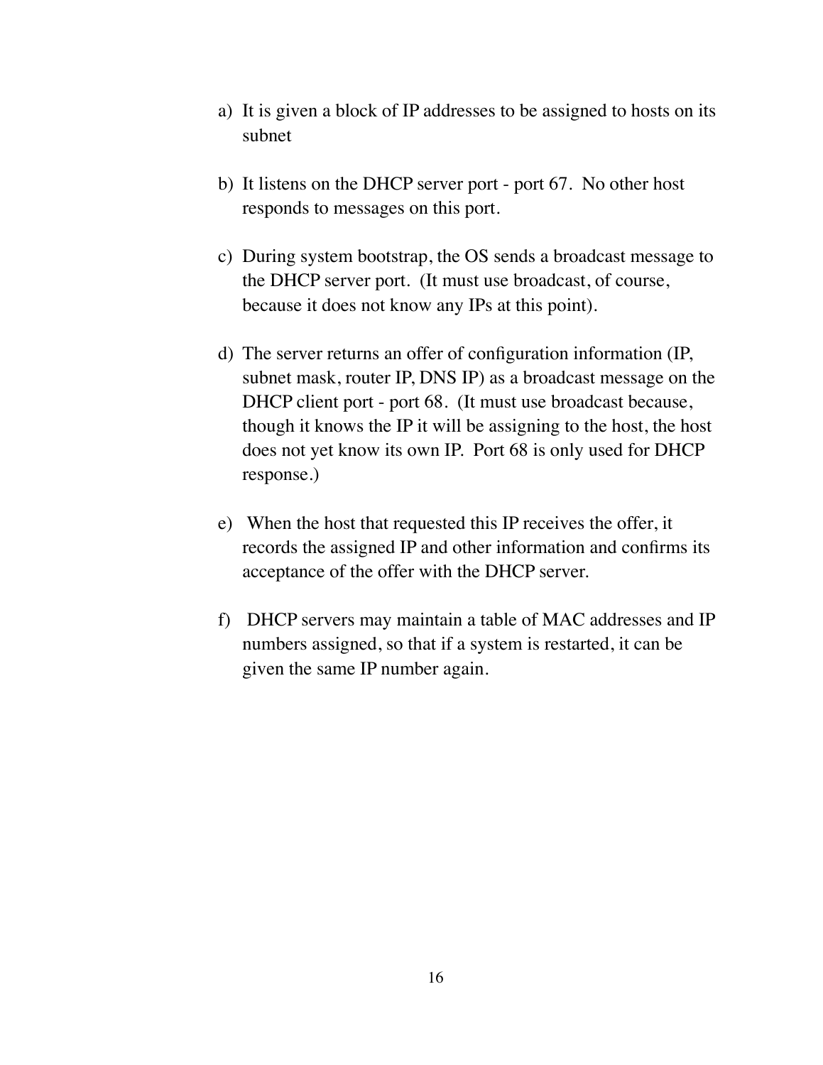a) It is given a block of IP addresses to be assigned to hosts on its subnet

b) It listens on the DHCP server port - port 67. No other host responds to messages on this port.

c) During system bootstrap, the OS sends a broadcast message to the DHCP server port. (It must use broadcast, of course, because it does not know any IPs at this point).

d) The server returns an offer of configuration information (IP, subnet mask, router IP, DNS IP) as a broadcast message on the DHCP client port - port 68. (It must use broadcast because, though it knows the IP it will be assigning to the host, the host does not yet know its own IP. Port 68 is only used for DHCP response.)

e) When the host that requested this IP receives the offer, it records the assigned IP and other information and confirms its acceptance of the offer with the DHCP server.

f) DHCP servers may maintain a table of MAC addresses and IP numbers assigned, so that if a system is restarted, it can be given the same IP number again.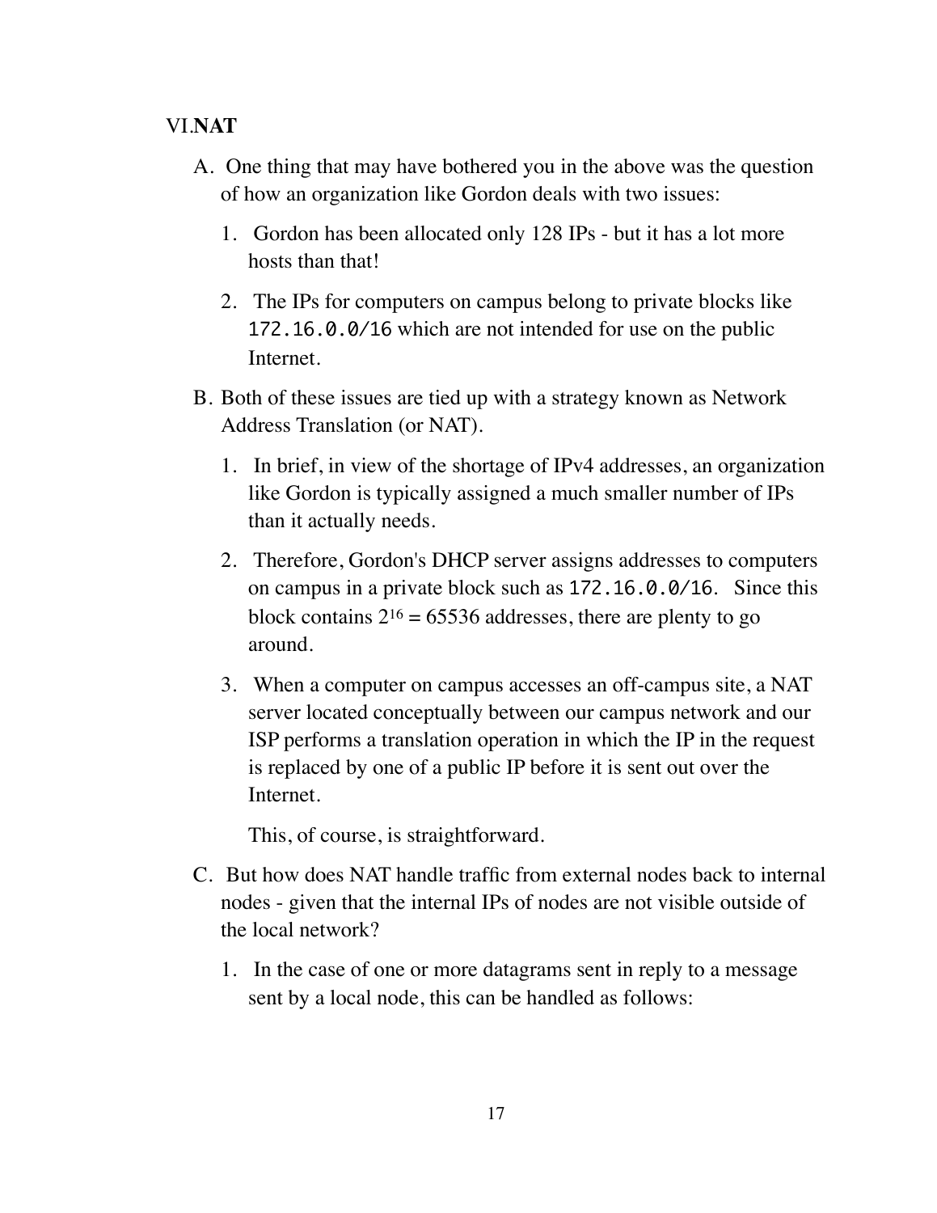VI. **NAT**

A. One thing that may have bothered you in the above was the question of how an organization like Gordon deals with two issues:

1. Gordon has been allocated only 128 IPs - but it has a lot more hosts than that!

2. The IPs for computers on campus belong to private blocks like `172.16.0.0/16` which are not intended for use on the public Internet.

B. Both of these issues are tied up with a strategy known as Network Address Translation (or NAT).

1. In brief, in view of the shortage of IPv4 addresses, an organization like Gordon is typically assigned a much smaller number of IPs than it actually needs.

2. Therefore, Gordon's DHCP server assigns addresses to computers on campus in a private block such as `172.16.0.0/16`. Since this block contains $2^{16} = 65536$ addresses, there are plenty to go around.

3. When a computer on campus accesses an off-campus site, a NAT server located conceptually between our campus network and our ISP performs a translation operation in which the IP in the request is replaced by one of a public IP before it is sent out over the Internet.

   This, of course, is straightforward.

C. But how does NAT handle traffic from external nodes back to internal nodes - given that the internal IPs of nodes are not visible outside of the local network?

1. In the case of one or more datagrams sent in reply to a message sent by a local node, this can be handled as follows: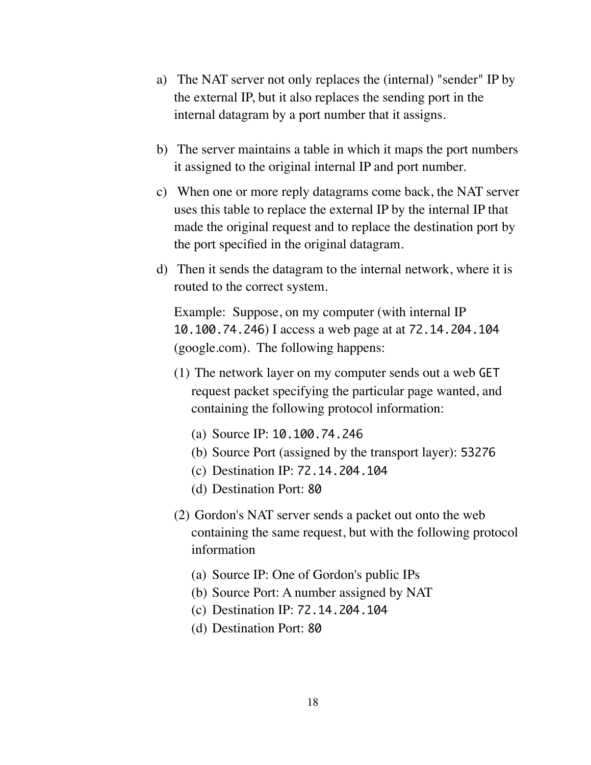a) The NAT server not only replaces the (internal) "sender" IP by the external IP, but it also replaces the sending port in the internal datagram by a port number that it assigns.

b) The server maintains a table in which it maps the port numbers it assigned to the original internal IP and port number.

c) When one or more reply datagrams come back, the NAT server uses this table to replace the external IP by the internal IP that made the original request and to replace the destination port by the port specified in the original datagram.

d) Then it sends the datagram to the internal network, where it is routed to the correct system.

   Example: Suppose, on my computer (with internal IP `10.100.74.246`) I access a web page at at `72.14.204.104` (google.com). The following happens:

   (1) The network layer on my computer sends out a web `GET` request packet specifying the particular page wanted, and containing the following protocol information:

   (a) Source IP: `10.100.74.246`
   (b) Source Port (assigned by the transport layer): `53276`
   (c) Destination IP: `72.14.204.104`
   (d) Destination Port: `80`

   (2) Gordon's NAT server sends a packet out onto the web containing the same request, but with the following protocol information

   (a) Source IP: One of Gordon's public IPs
   (b) Source Port: A number assigned by NAT
   (c) Destination IP: `72.14.204.104`
   (d) Destination Port: `80`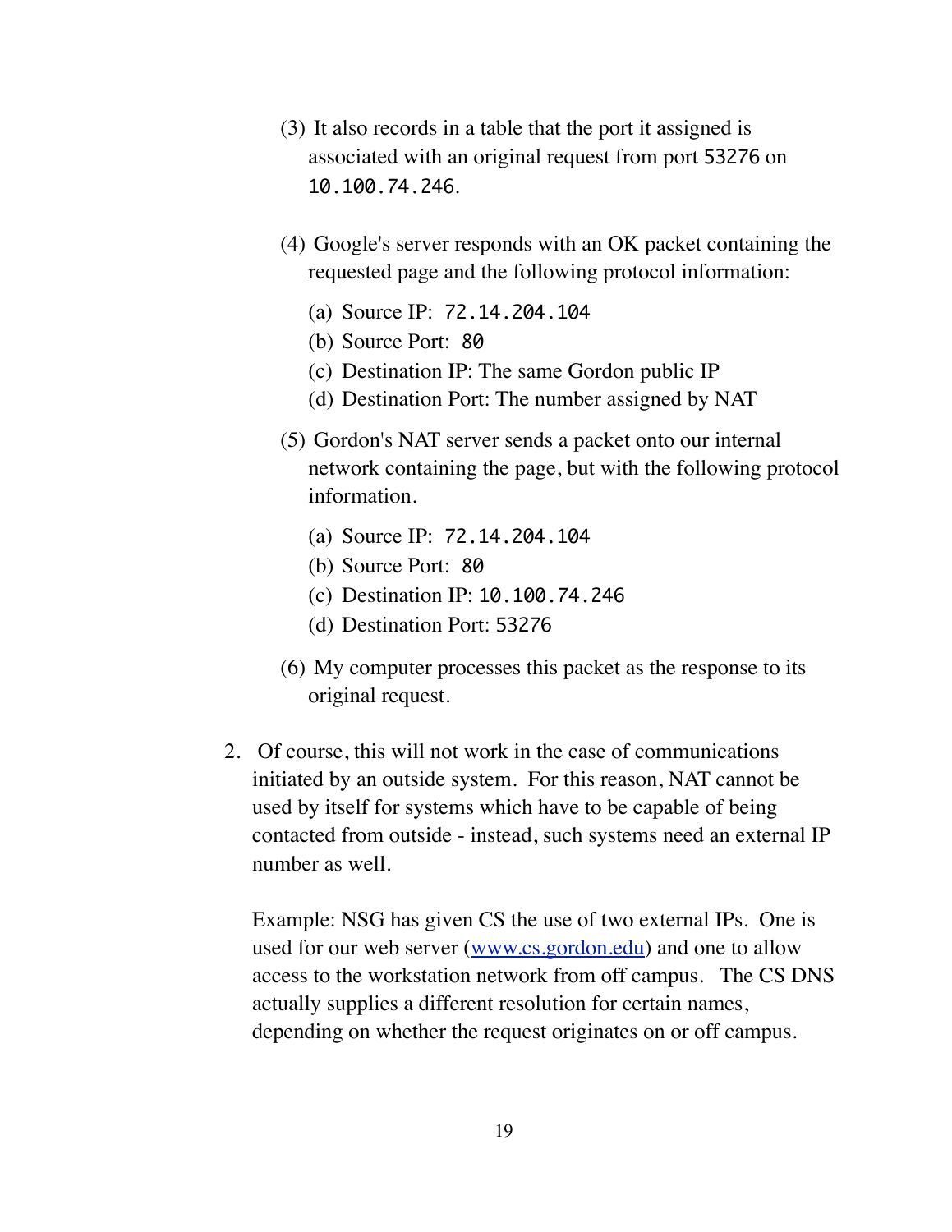(3) It also records in a table that the port it assigned is associated with an original request from port `53276` on `10.100.74.246`.

(4) Google's server responds with an OK packet containing the requested page and the following protocol information:

   (a) Source IP: `72.14.204.104`
   (b) Source Port: `80`
   (c) Destination IP: The same Gordon public IP
   (d) Destination Port: The number assigned by NAT

(5) Gordon's NAT server sends a packet onto our internal network containing the page, but with the following protocol information.

   (a) Source IP: `72.14.204.104`
   (b) Source Port: `80`
   (c) Destination IP: `10.100.74.246`
   (d) Destination Port: `53276`

(6) My computer processes this packet as the response to its original request.

2. Of course, this will not work in the case of communications initiated by an outside system. For this reason, NAT cannot be used by itself for systems which have to be capable of being contacted from outside - instead, such systems need an external IP number as well.

   Example: NSG has given CS the use of two external IPs. One is used for our web server ([www.cs.gordon.edu](http://www.cs.gordon.edu)) and one to allow access to the workstation network from off campus. The CS DNS actually supplies a different resolution for certain names, depending on whether the request originates on or off campus.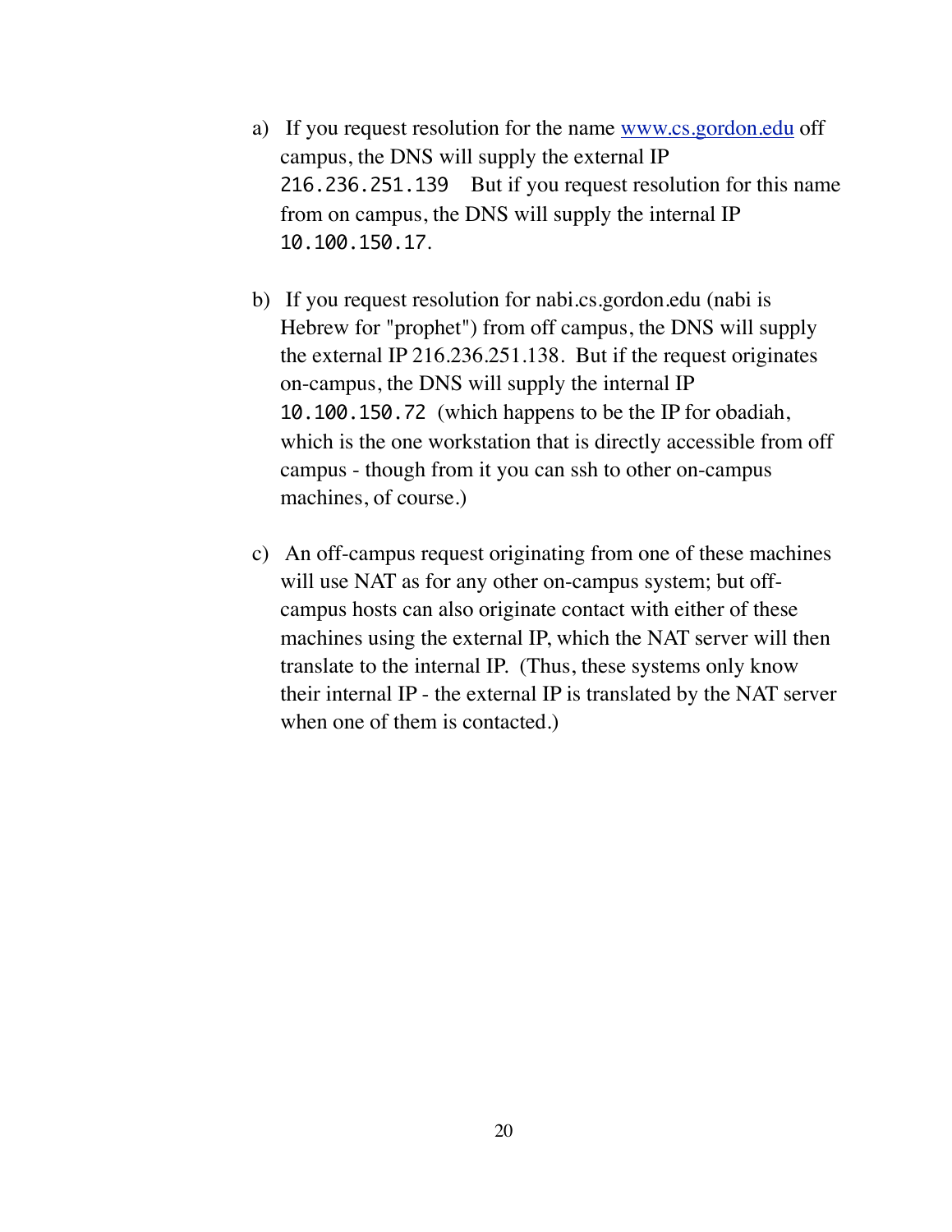a) If you request resolution for the name [www.cs.gordon.edu](http://www.cs.gordon.edu) off campus, the DNS will supply the external IP `216.236.251.139` But if you request resolution for this name from on campus, the DNS will supply the internal IP `10.100.150.17`.

b) If you request resolution for nabi.cs.gordon.edu (nabi is Hebrew for "prophet") from off campus, the DNS will supply the external IP 216.236.251.138. But if the request originates on-campus, the DNS will supply the internal IP `10.100.150.72` (which happens to be the IP for obadiah, which is the one workstation that is directly accessible from off campus - though from it you can ssh to other on-campus machines, of course.)

c) An off-campus request originating from one of these machines will use NAT as for any other on-campus system; but off-campus hosts can also originate contact with either of these machines using the external IP, which the NAT server will then translate to the internal IP. (Thus, these systems only know their internal IP - the external IP is translated by the NAT server when one of them is contacted.)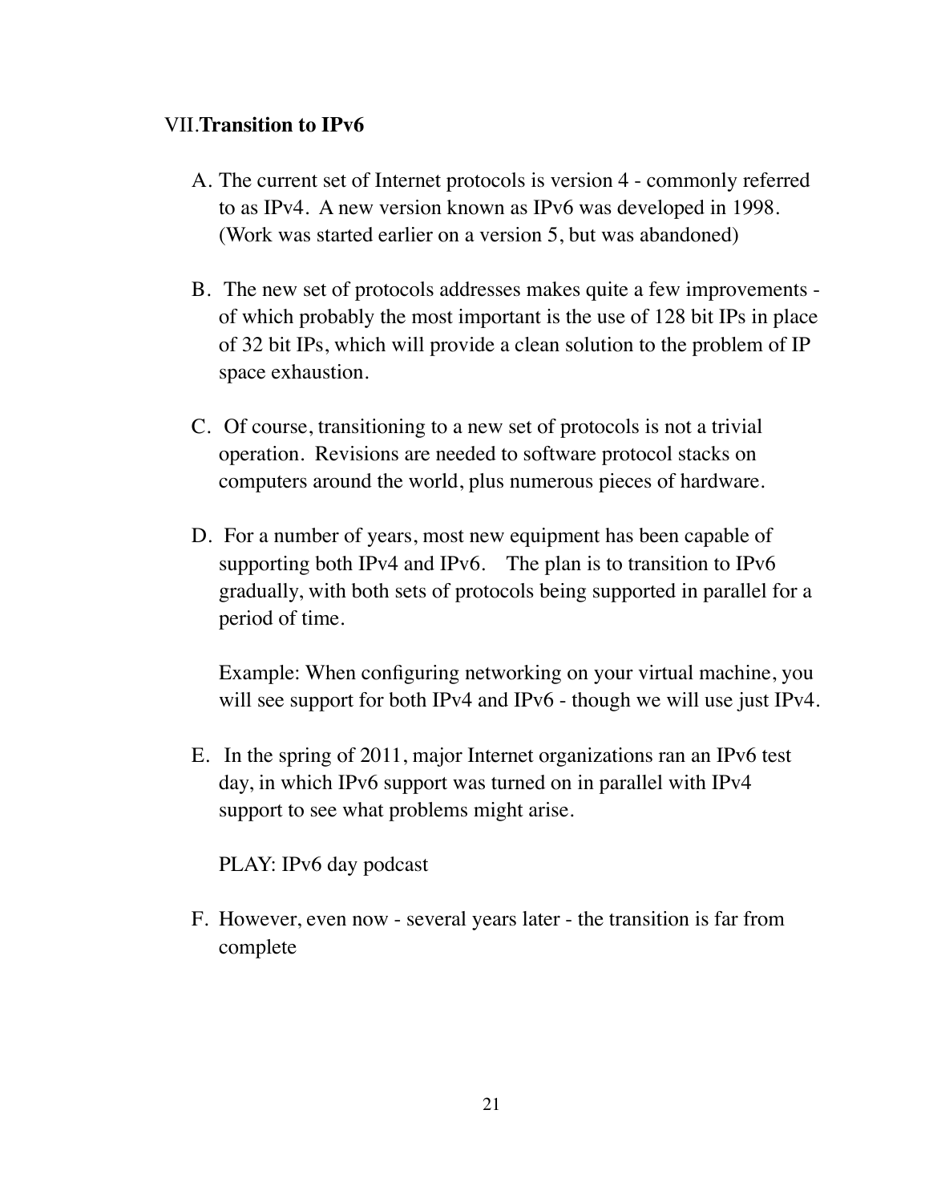## VII. **Transition to IPv6**

A. The current set of Internet protocols is version 4 - commonly referred to as IPv4. A new version known as IPv6 was developed in 1998. (Work was started earlier on a version 5, but was abandoned)

B. The new set of protocols addresses makes quite a few improvements - of which probably the most important is the use of 128 bit IPs in place of 32 bit IPs, which will provide a clean solution to the problem of IP space exhaustion.

C. Of course, transitioning to a new set of protocols is not a trivial operation. Revisions are needed to software protocol stacks on computers around the world, plus numerous pieces of hardware.

D. For a number of years, most new equipment has been capable of supporting both IPv4 and IPv6. The plan is to transition to IPv6 gradually, with both sets of protocols being supported in parallel for a period of time.

   Example: When configuring networking on your virtual machine, you will see support for both IPv4 and IPv6 - though we will use just IPv4.

E. In the spring of 2011, major Internet organizations ran an IPv6 test day, in which IPv6 support was turned on in parallel with IPv4 support to see what problems might arise.

   PLAY: IPv6 day podcast

F. However, even now - several years later - the transition is far from complete